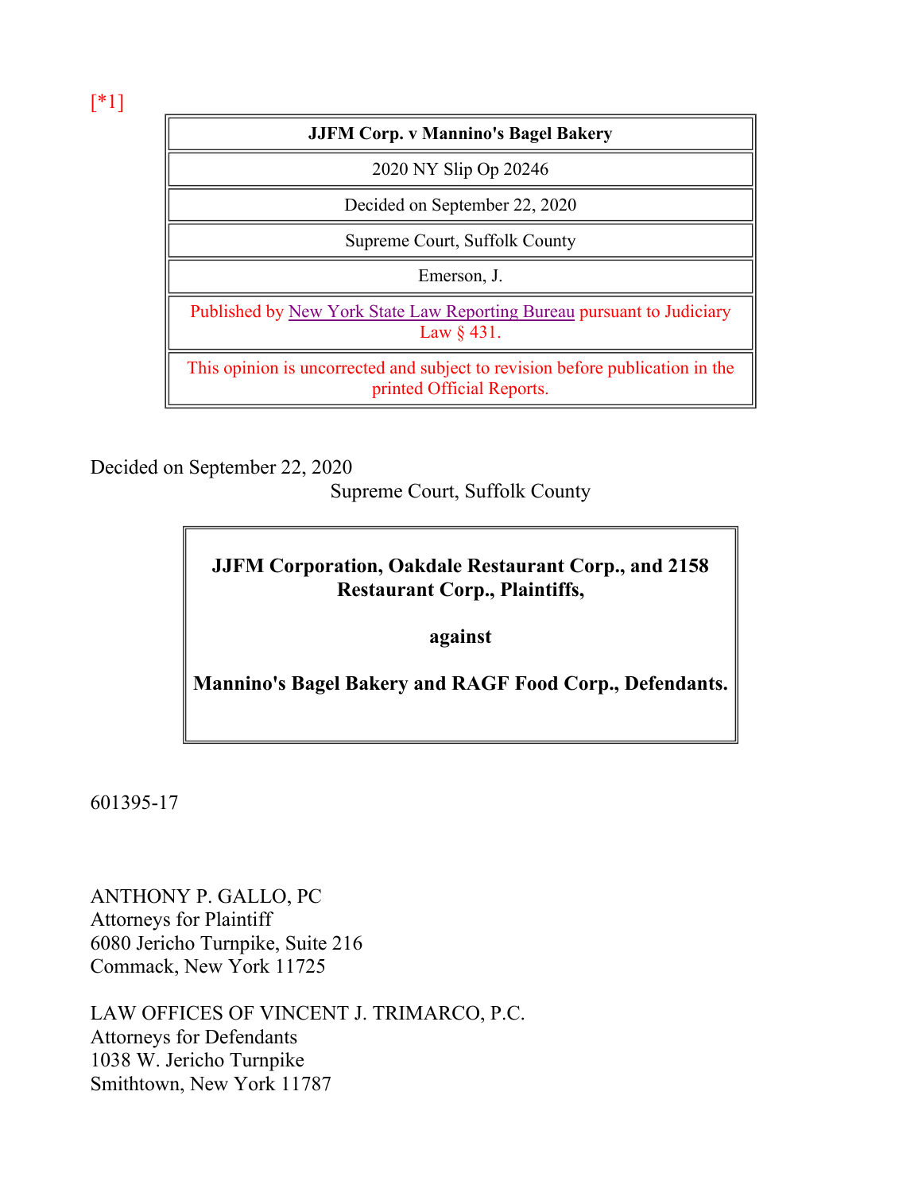[*1]

| JJFM Corp. v Mannino's Bagel Bakery |
|---|
| 2020 NY Slip Op 20246 |
| Decided on September 22, 2020 |
| Supreme Court, Suffolk County |
| Emerson, J. |
| Published by New York State Law Reporting Bureau pursuant to Judiciary Law § 431. |
| This opinion is uncorrected and subject to revision before publication in the printed Official Reports. |

Decided on September 22, 2020

Supreme Court, Suffolk County

**JJFM Corporation, Oakdale Restaurant Corp., and 2158 Restaurant Corp., Plaintiffs,**

**against**

**Mannino's Bagel Bakery and RAGF Food Corp., Defendants.**

601395-17

ANTHONY P. GALLO, PC
Attorneys for Plaintiff
6080 Jericho Turnpike, Suite 216
Commack, New York 11725

LAW OFFICES OF VINCENT J. TRIMARCO, P.C.
Attorneys for Defendants
1038 W. Jericho Turnpike
Smithtown, New York 11787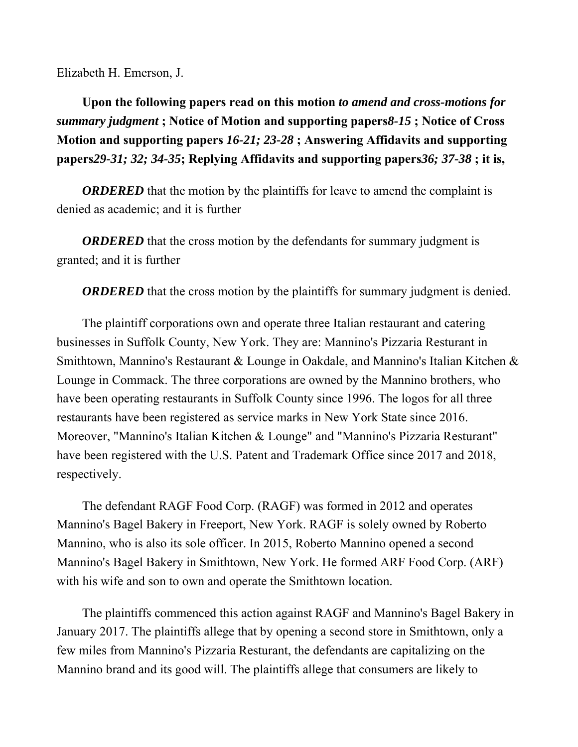Elizabeth H. Emerson, J.

**Upon the following papers read on this motion *to amend and cross-motions for summary judgment* ; Notice of Motion and supporting papers*8-15* ; Notice of Cross Motion and supporting papers *16-21; 23-28* ; Answering Affidavits and supporting papers*29-31; 32; 34-35*; Replying Affidavits and supporting papers*36; 37-38* ; it is,**

***ORDERED*** that the motion by the plaintiffs for leave to amend the complaint is denied as academic; and it is further

***ORDERED*** that the cross motion by the defendants for summary judgment is granted; and it is further

***ORDERED*** that the cross motion by the plaintiffs for summary judgment is denied.

The plaintiff corporations own and operate three Italian restaurant and catering businesses in Suffolk County, New York. They are: Mannino's Pizzaria Resturant in Smithtown, Mannino's Restaurant & Lounge in Oakdale, and Mannino's Italian Kitchen & Lounge in Commack. The three corporations are owned by the Mannino brothers, who have been operating restaurants in Suffolk County since 1996. The logos for all three restaurants have been registered as service marks in New York State since 2016. Moreover, "Mannino's Italian Kitchen & Lounge" and "Mannino's Pizzaria Resturant" have been registered with the U.S. Patent and Trademark Office since 2017 and 2018, respectively.

The defendant RAGF Food Corp. (RAGF) was formed in 2012 and operates Mannino's Bagel Bakery in Freeport, New York. RAGF is solely owned by Roberto Mannino, who is also its sole officer. In 2015, Roberto Mannino opened a second Mannino's Bagel Bakery in Smithtown, New York. He formed ARF Food Corp. (ARF) with his wife and son to own and operate the Smithtown location.

The plaintiffs commenced this action against RAGF and Mannino's Bagel Bakery in January 2017. The plaintiffs allege that by opening a second store in Smithtown, only a few miles from Mannino's Pizzaria Resturant, the defendants are capitalizing on the Mannino brand and its good will. The plaintiffs allege that consumers are likely to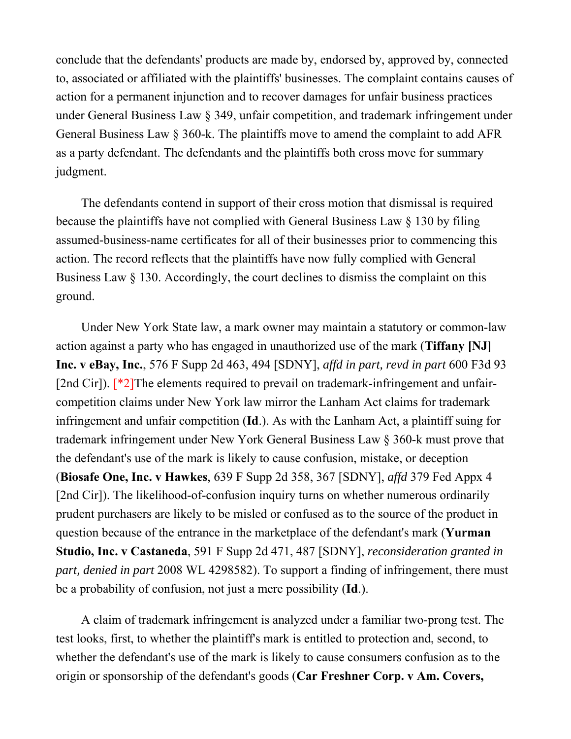conclude that the defendants' products are made by, endorsed by, approved by, connected to, associated or affiliated with the plaintiffs' businesses. The complaint contains causes of action for a permanent injunction and to recover damages for unfair business practices under General Business Law § 349, unfair competition, and trademark infringement under General Business Law § 360-k. The plaintiffs move to amend the complaint to add AFR as a party defendant. The defendants and the plaintiffs both cross move for summary judgment.

The defendants contend in support of their cross motion that dismissal is required because the plaintiffs have not complied with General Business Law § 130 by filing assumed-business-name certificates for all of their businesses prior to commencing this action. The record reflects that the plaintiffs have now fully complied with General Business Law § 130. Accordingly, the court declines to dismiss the complaint on this ground.

Under New York State law, a mark owner may maintain a statutory or common-law action against a party who has engaged in unauthorized use of the mark (**Tiffany [NJ] Inc. v eBay, Inc.**, 576 F Supp 2d 463, 494 [SDNY], *affd in part, revd in part* 600 F3d 93 [2nd Cir]). [*2]The elements required to prevail on trademark-infringement and unfair-competition claims under New York law mirror the Lanham Act claims for trademark infringement and unfair competition (**Id**.). As with the Lanham Act, a plaintiff suing for trademark infringement under New York General Business Law § 360-k must prove that the defendant's use of the mark is likely to cause confusion, mistake, or deception (**Biosafe One, Inc. v Hawkes**, 639 F Supp 2d 358, 367 [SDNY], *affd* 379 Fed Appx 4 [2nd Cir]). The likelihood-of-confusion inquiry turns on whether numerous ordinarily prudent purchasers are likely to be misled or confused as to the source of the product in question because of the entrance in the marketplace of the defendant's mark (**Yurman Studio, Inc. v Castaneda**, 591 F Supp 2d 471, 487 [SDNY], *reconsideration granted in part, denied in part* 2008 WL 4298582). To support a finding of infringement, there must be a probability of confusion, not just a mere possibility (**Id**.).

A claim of trademark infringement is analyzed under a familiar two-prong test. The test looks, first, to whether the plaintiff's mark is entitled to protection and, second, to whether the defendant's use of the mark is likely to cause consumers confusion as to the origin or sponsorship of the defendant's goods (**Car Freshner Corp. v Am. Covers,**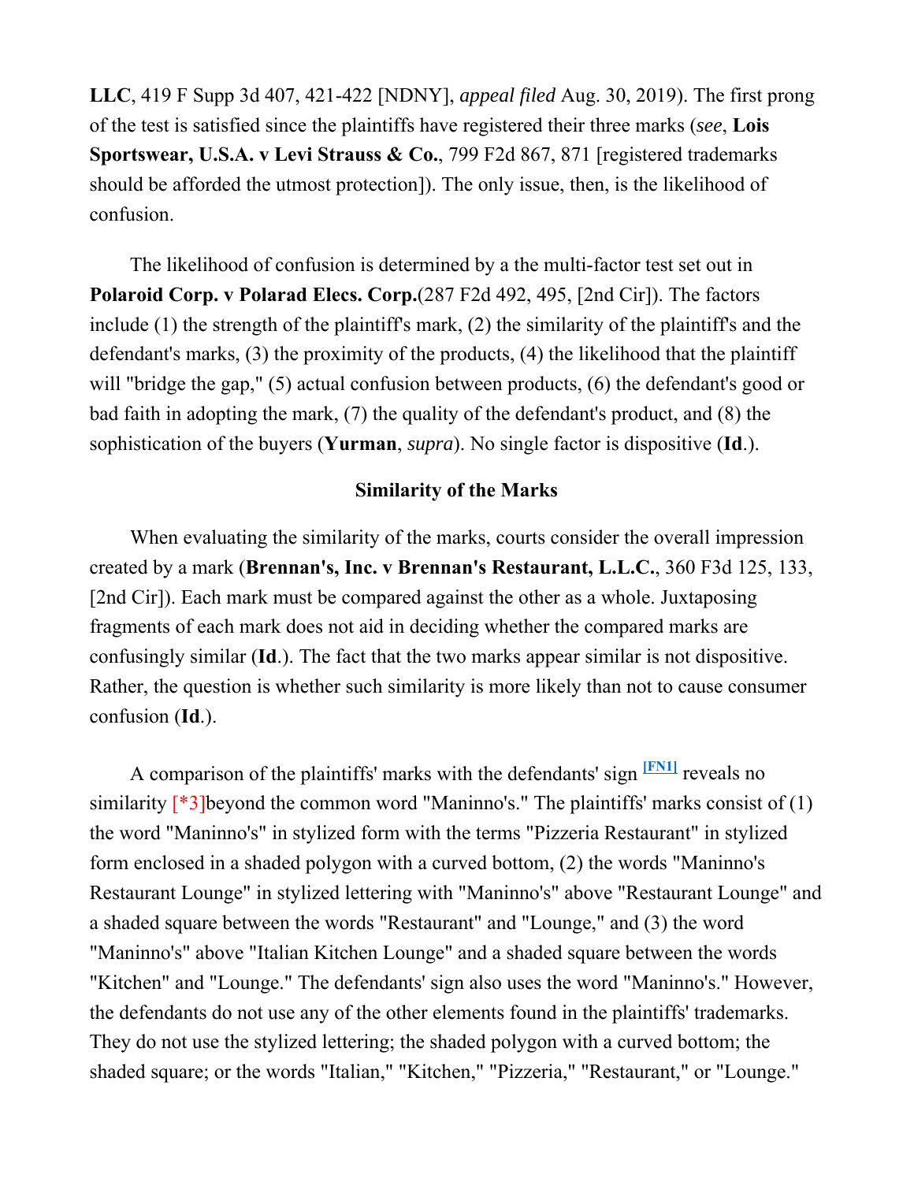**LLC**, 419 F Supp 3d 407, 421-422 [NDNY], *appeal filed* Aug. 30, 2019). The first prong of the test is satisfied since the plaintiffs have registered their three marks (*see*, **Lois Sportswear, U.S.A. v Levi Strauss & Co.**, 799 F2d 867, 871 [registered trademarks should be afforded the utmost protection]). The only issue, then, is the likelihood of confusion.

The likelihood of confusion is determined by a the multi-factor test set out in **Polaroid Corp. v Polarad Elecs. Corp.**(287 F2d 492, 495, [2nd Cir]). The factors include (1) the strength of the plaintiff's mark, (2) the similarity of the plaintiff's and the defendant's marks, (3) the proximity of the products, (4) the likelihood that the plaintiff will "bridge the gap," (5) actual confusion between products, (6) the defendant's good or bad faith in adopting the mark, (7) the quality of the defendant's product, and (8) the sophistication of the buyers (**Yurman**, *supra*). No single factor is dispositive (**Id**.).

### Similarity of the Marks

When evaluating the similarity of the marks, courts consider the overall impression created by a mark (**Brennan's, Inc. v Brennan's Restaurant, L.L.C.**, 360 F3d 125, 133, [2nd Cir]). Each mark must be compared against the other as a whole. Juxtaposing fragments of each mark does not aid in deciding whether the compared marks are confusingly similar (**Id**.). The fact that the two marks appear similar is not dispositive. Rather, the question is whether such similarity is more likely than not to cause consumer confusion (**Id**.).

A comparison of the plaintiffs' marks with the defendants' sign [FN1] reveals no similarity [*3]beyond the common word "Maninno's." The plaintiffs' marks consist of (1) the word "Maninno's" in stylized form with the terms "Pizzeria Restaurant" in stylized form enclosed in a shaded polygon with a curved bottom, (2) the words "Maninno's Restaurant Lounge" in stylized lettering with "Maninno's" above "Restaurant Lounge" and a shaded square between the words "Restaurant" and "Lounge," and (3) the word "Maninno's" above "Italian Kitchen Lounge" and a shaded square between the words "Kitchen" and "Lounge." The defendants' sign also uses the word "Maninno's." However, the defendants do not use any of the other elements found in the plaintiffs' trademarks. They do not use the stylized lettering; the shaded polygon with a curved bottom; the shaded square; or the words "Italian," "Kitchen," "Pizzeria," "Restaurant," or "Lounge."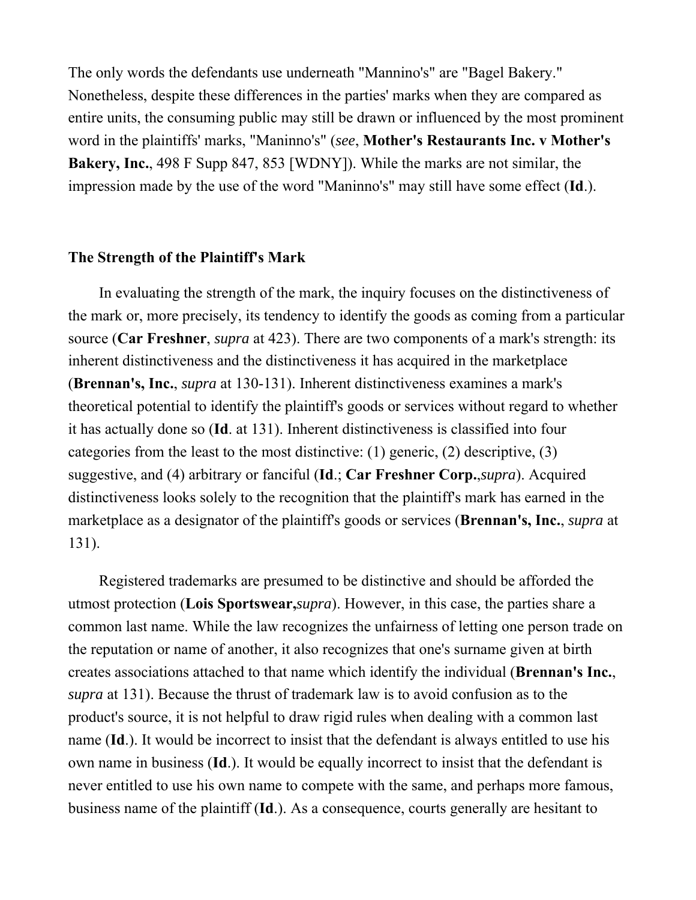The only words the defendants use underneath "Mannino's" are "Bagel Bakery." Nonetheless, despite these differences in the parties' marks when they are compared as entire units, the consuming public may still be drawn or influenced by the most prominent word in the plaintiffs' marks, "Maninno's" (*see*, **Mother's Restaurants Inc. v Mother's Bakery, Inc.**, 498 F Supp 847, 853 [WDNY]). While the marks are not similar, the impression made by the use of the word "Maninno's" may still have some effect (**Id**.).

### The Strength of the Plaintiff's Mark

In evaluating the strength of the mark, the inquiry focuses on the distinctiveness of the mark or, more precisely, its tendency to identify the goods as coming from a particular source (**Car Freshner**, *supra* at 423). There are two components of a mark's strength: its inherent distinctiveness and the distinctiveness it has acquired in the marketplace (**Brennan's, Inc.**, *supra* at 130-131). Inherent distinctiveness examines a mark's theoretical potential to identify the plaintiff's goods or services without regard to whether it has actually done so (**Id**. at 131). Inherent distinctiveness is classified into four categories from the least to the most distinctive: (1) generic, (2) descriptive, (3) suggestive, and (4) arbitrary or fanciful (**Id**.; **Car Freshner Corp.**,*supra*). Acquired distinctiveness looks solely to the recognition that the plaintiff's mark has earned in the marketplace as a designator of the plaintiff's goods or services (**Brennan's, Inc.**, *supra* at 131).

Registered trademarks are presumed to be distinctive and should be afforded the utmost protection (**Lois Sportswear,***supra*). However, in this case, the parties share a common last name. While the law recognizes the unfairness of letting one person trade on the reputation or name of another, it also recognizes that one's surname given at birth creates associations attached to that name which identify the individual (**Brennan's Inc.**, *supra* at 131). Because the thrust of trademark law is to avoid confusion as to the product's source, it is not helpful to draw rigid rules when dealing with a common last name (**Id**.). It would be incorrect to insist that the defendant is always entitled to use his own name in business (**Id**.). It would be equally incorrect to insist that the defendant is never entitled to use his own name to compete with the same, and perhaps more famous, business name of the plaintiff (**Id**.). As a consequence, courts generally are hesitant to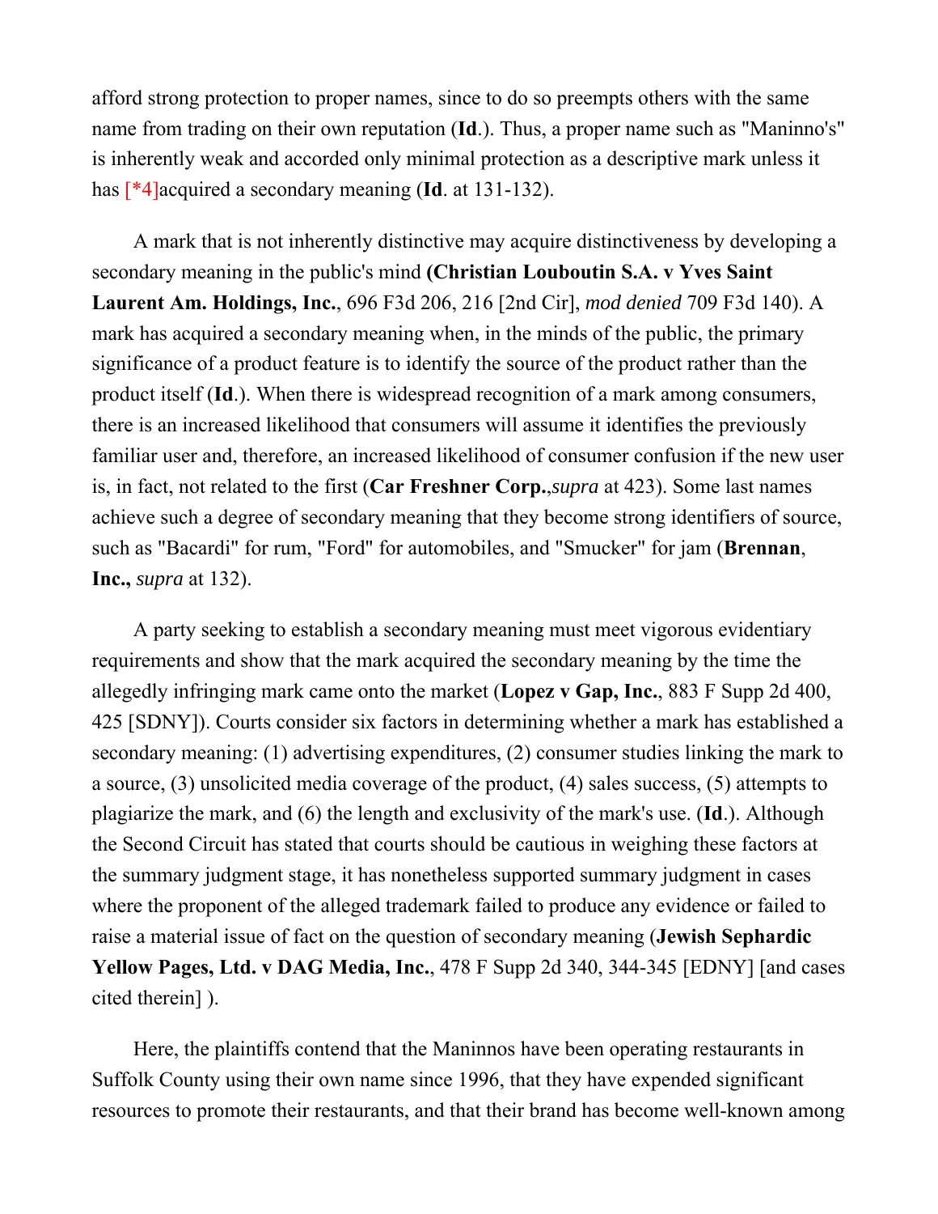afford strong protection to proper names, since to do so preempts others with the same name from trading on their own reputation (**Id**.). Thus, a proper name such as "Maninno's" is inherently weak and accorded only minimal protection as a descriptive mark unless it has [*4]acquired a secondary meaning (**Id**. at 131-132).

A mark that is not inherently distinctive may acquire distinctiveness by developing a secondary meaning in the public's mind **(Christian Louboutin S.A. v Yves Saint Laurent Am. Holdings, Inc.**, 696 F3d 206, 216 [2nd Cir], *mod denied* 709 F3d 140). A mark has acquired a secondary meaning when, in the minds of the public, the primary significance of a product feature is to identify the source of the product rather than the product itself (**Id**.). When there is widespread recognition of a mark among consumers, there is an increased likelihood that consumers will assume it identifies the previously familiar user and, therefore, an increased likelihood of consumer confusion if the new user is, in fact, not related to the first (**Car Freshner Corp.**,*supra* at 423). Some last names achieve such a degree of secondary meaning that they become strong identifiers of source, such as "Bacardi" for rum, "Ford" for automobiles, and "Smucker" for jam (**Brennan**, **Inc.,** *supra* at 132).

A party seeking to establish a secondary meaning must meet vigorous evidentiary requirements and show that the mark acquired the secondary meaning by the time the allegedly infringing mark came onto the market (**Lopez v Gap, Inc.**, 883 F Supp 2d 400, 425 [SDNY]). Courts consider six factors in determining whether a mark has established a secondary meaning: (1) advertising expenditures, (2) consumer studies linking the mark to a source, (3) unsolicited media coverage of the product, (4) sales success, (5) attempts to plagiarize the mark, and (6) the length and exclusivity of the mark's use. (**Id**.). Although the Second Circuit has stated that courts should be cautious in weighing these factors at the summary judgment stage, it has nonetheless supported summary judgment in cases where the proponent of the alleged trademark failed to produce any evidence or failed to raise a material issue of fact on the question of secondary meaning (**Jewish Sephardic Yellow Pages, Ltd. v DAG Media, Inc.**, 478 F Supp 2d 340, 344-345 [EDNY] [and cases cited therein] ).

Here, the plaintiffs contend that the Maninnos have been operating restaurants in Suffolk County using their own name since 1996, that they have expended significant resources to promote their restaurants, and that their brand has become well-known among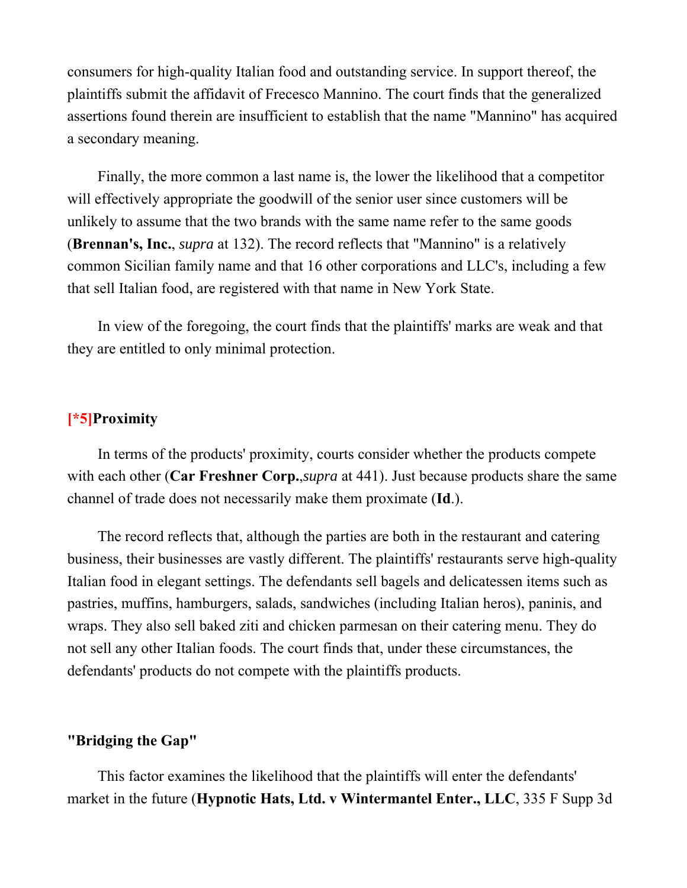consumers for high-quality Italian food and outstanding service. In support thereof, the plaintiffs submit the affidavit of Frecesco Mannino. The court finds that the generalized assertions found therein are insufficient to establish that the name "Mannino" has acquired a secondary meaning.

Finally, the more common a last name is, the lower the likelihood that a competitor will effectively appropriate the goodwill of the senior user since customers will be unlikely to assume that the two brands with the same name refer to the same goods (**Brennan's, Inc.**, *supra* at 132). The record reflects that "Mannino" is a relatively common Sicilian family name and that 16 other corporations and LLC's, including a few that sell Italian food, are registered with that name in New York State.

In view of the foregoing, the court finds that the plaintiffs' marks are weak and that they are entitled to only minimal protection.

**[*5]Proximity**

In terms of the products' proximity, courts consider whether the products compete with each other (**Car Freshner Corp.**,*supra* at 441). Just because products share the same channel of trade does not necessarily make them proximate (**Id**.).

The record reflects that, although the parties are both in the restaurant and catering business, their businesses are vastly different. The plaintiffs' restaurants serve high-quality Italian food in elegant settings. The defendants sell bagels and delicatessen items such as pastries, muffins, hamburgers, salads, sandwiches (including Italian heros), paninis, and wraps. They also sell baked ziti and chicken parmesan on their catering menu. They do not sell any other Italian foods. The court finds that, under these circumstances, the defendants' products do not compete with the plaintiffs products.

**"Bridging the Gap"**

This factor examines the likelihood that the plaintiffs will enter the defendants' market in the future (**Hypnotic Hats, Ltd. v Wintermantel Enter., LLC**, 335 F Supp 3d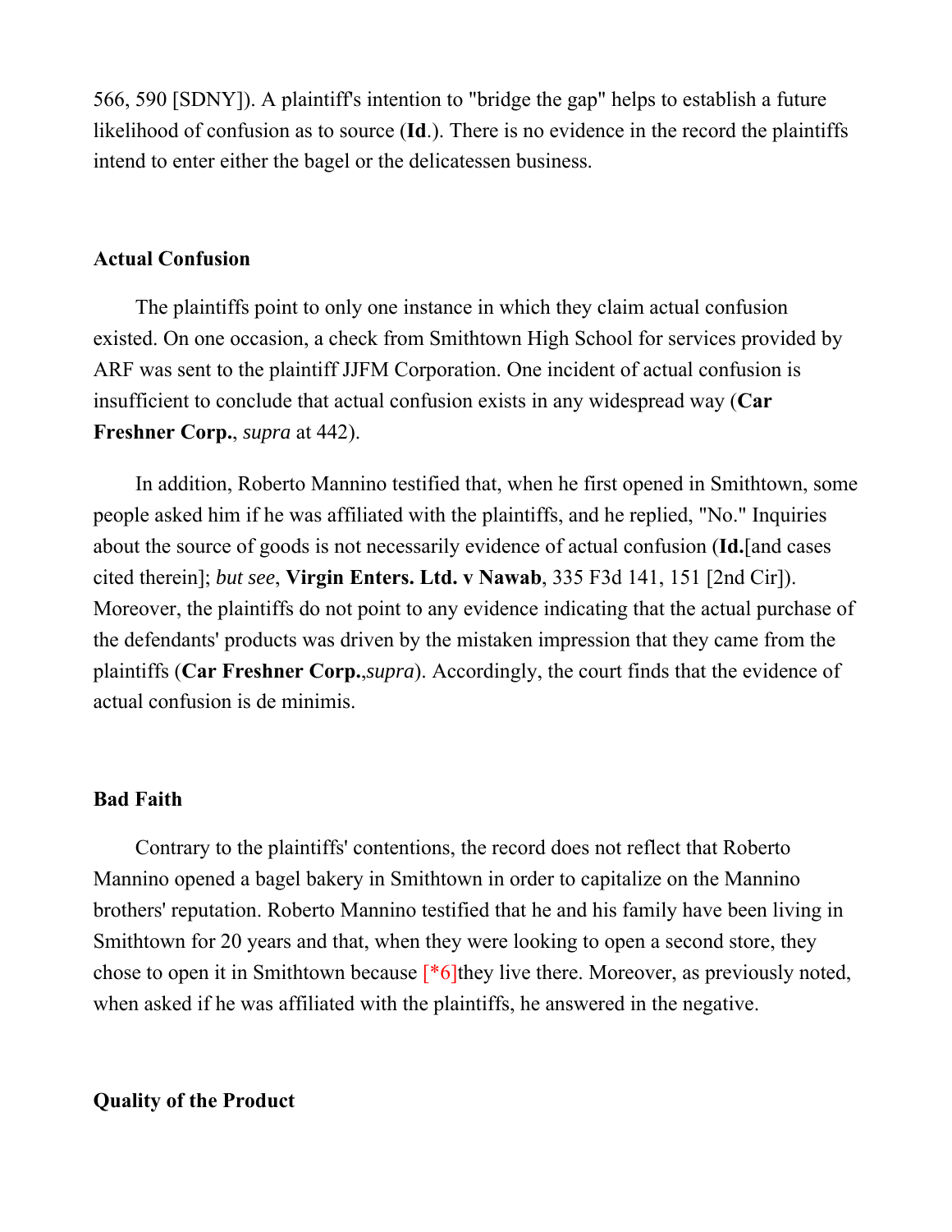566, 590 [SDNY]). A plaintiff's intention to "bridge the gap" helps to establish a future likelihood of confusion as to source (**Id**.). There is no evidence in the record the plaintiffs intend to enter either the bagel or the delicatessen business.

**Actual Confusion**

The plaintiffs point to only one instance in which they claim actual confusion existed. On one occasion, a check from Smithtown High School for services provided by ARF was sent to the plaintiff JJFM Corporation. One incident of actual confusion is insufficient to conclude that actual confusion exists in any widespread way (**Car Freshner Corp.**, *supra* at 442).

In addition, Roberto Mannino testified that, when he first opened in Smithtown, some people asked him if he was affiliated with the plaintiffs, and he replied, "No." Inquiries about the source of goods is not necessarily evidence of actual confusion (**Id.**[and cases cited therein]; *but see*, **Virgin Enters. Ltd. v Nawab**, 335 F3d 141, 151 [2nd Cir]). Moreover, the plaintiffs do not point to any evidence indicating that the actual purchase of the defendants' products was driven by the mistaken impression that they came from the plaintiffs (**Car Freshner Corp.**,*supra*). Accordingly, the court finds that the evidence of actual confusion is de minimis.

**Bad Faith**

Contrary to the plaintiffs' contentions, the record does not reflect that Roberto Mannino opened a bagel bakery in Smithtown in order to capitalize on the Mannino brothers' reputation. Roberto Mannino testified that he and his family have been living in Smithtown for 20 years and that, when they were looking to open a second store, they chose to open it in Smithtown because [*6]they live there. Moreover, as previously noted, when asked if he was affiliated with the plaintiffs, he answered in the negative.

**Quality of the Product**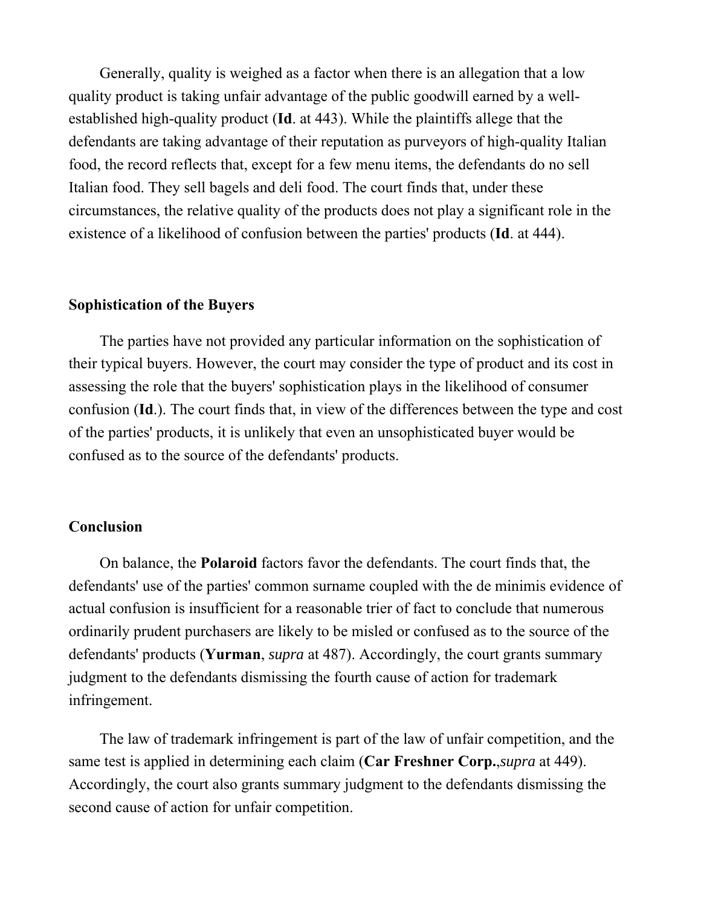Generally, quality is weighed as a factor when there is an allegation that a low quality product is taking unfair advantage of the public goodwill earned by a well-established high-quality product (**Id**. at 443). While the plaintiffs allege that the defendants are taking advantage of their reputation as purveyors of high-quality Italian food, the record reflects that, except for a few menu items, the defendants do no sell Italian food. They sell bagels and deli food. The court finds that, under these circumstances, the relative quality of the products does not play a significant role in the existence of a likelihood of confusion between the parties' products (**Id**. at 444).

**Sophistication of the Buyers**

The parties have not provided any particular information on the sophistication of their typical buyers. However, the court may consider the type of product and its cost in assessing the role that the buyers' sophistication plays in the likelihood of consumer confusion (**Id**.). The court finds that, in view of the differences between the type and cost of the parties' products, it is unlikely that even an unsophisticated buyer would be confused as to the source of the defendants' products.

**Conclusion**

On balance, the **Polaroid** factors favor the defendants. The court finds that, the defendants' use of the parties' common surname coupled with the de minimis evidence of actual confusion is insufficient for a reasonable trier of fact to conclude that numerous ordinarily prudent purchasers are likely to be misled or confused as to the source of the defendants' products (**Yurman**, *supra* at 487). Accordingly, the court grants summary judgment to the defendants dismissing the fourth cause of action for trademark infringement.

The law of trademark infringement is part of the law of unfair competition, and the same test is applied in determining each claim (**Car Freshner Corp.**,*supra* at 449). Accordingly, the court also grants summary judgment to the defendants dismissing the second cause of action for unfair competition.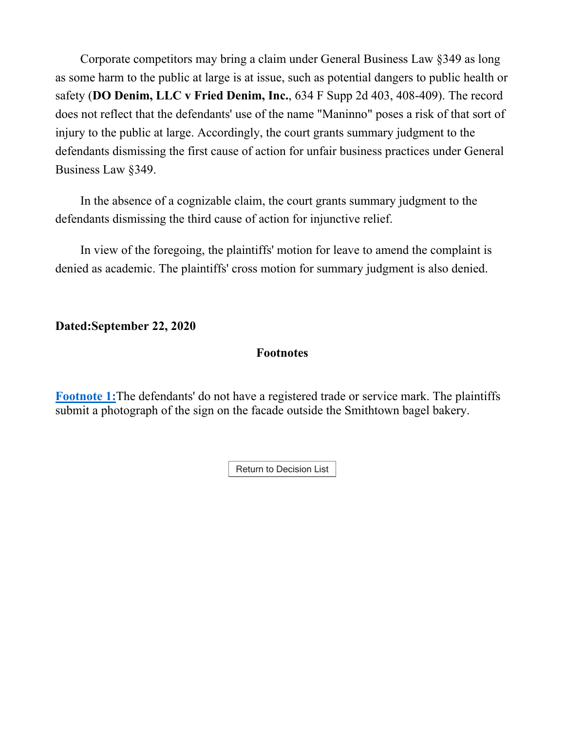Corporate competitors may bring a claim under General Business Law §349 as long as some harm to the public at large is at issue, such as potential dangers to public health or safety (**DO Denim, LLC v Fried Denim, Inc.**, 634 F Supp 2d 403, 408-409). The record does not reflect that the defendants' use of the name "Maninno" poses a risk of that sort of injury to the public at large. Accordingly, the court grants summary judgment to the defendants dismissing the first cause of action for unfair business practices under General Business Law §349.

In the absence of a cognizable claim, the court grants summary judgment to the defendants dismissing the third cause of action for injunctive relief.

In view of the foregoing, the plaintiffs' motion for leave to amend the complaint is denied as academic. The plaintiffs' cross motion for summary judgment is also denied.

**Dated:September 22, 2020**

**Footnotes**

**Footnote 1:**The defendants' do not have a registered trade or service mark. The plaintiffs submit a photograph of the sign on the facade outside the Smithtown bagel bakery.

Return to Decision List